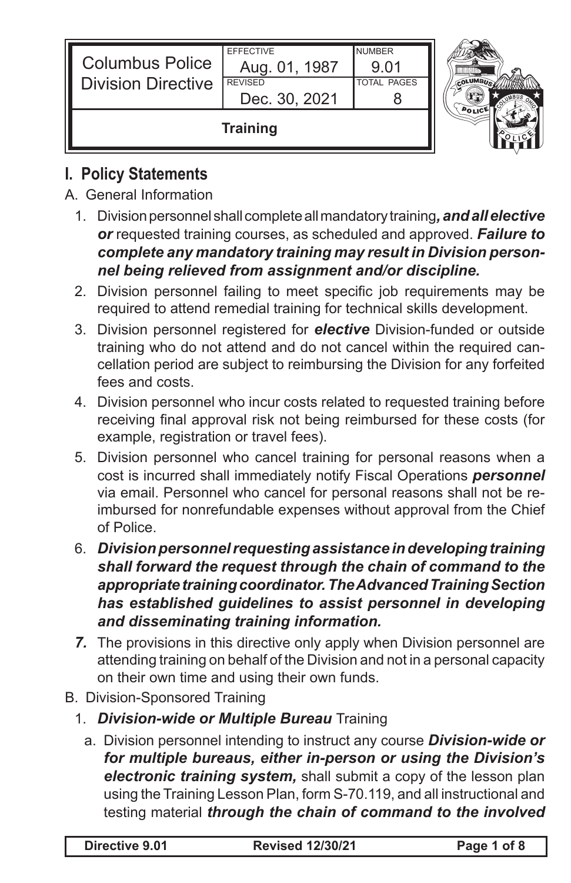| Columbus Police Division Directive | EFFECTIVE Aug. 01, 1987 | NUMBER 9.01 |
|---|---|---|
| | REVISED Dec. 30, 2021 | TOTAL PAGES 8 |
| **Training** | | |

## I. Policy Statements

A. General Information

1. Division personnel shall complete all mandatory training***, and all elective or*** requested training courses, as scheduled and approved. ***Failure to complete any mandatory training may result in Division personnel being relieved from assignment and/or discipline.***
2. Division personnel failing to meet specific job requirements may be required to attend remedial training for technical skills development.
3. Division personnel registered for ***elective*** Division-funded or outside training who do not attend and do not cancel within the required cancellation period are subject to reimbursing the Division for any forfeited fees and costs.
4. Division personnel who incur costs related to requested training before receiving final approval risk not being reimbursed for these costs (for example, registration or travel fees).
5. Division personnel who cancel training for personal reasons when a cost is incurred shall immediately notify Fiscal Operations ***personnel*** via email. Personnel who cancel for personal reasons shall not be reimbursed for nonrefundable expenses without approval from the Chief of Police.
6. ***Division personnel requesting assistance in developing training shall forward the request through the chain of command to the appropriate training coordinator. The Advanced Training Section has established guidelines to assist personnel in developing and disseminating training information.***
7. The provisions in this directive only apply when Division personnel are attending training on behalf of the Division and not in a personal capacity on their own time and using their own funds.

B. Division-Sponsored Training

1. ***Division-wide or Multiple Bureau*** Training
   a. Division personnel intending to instruct any course ***Division-wide or for multiple bureaus, either in-person or using the Division's electronic training system,*** shall submit a copy of the lesson plan using the Training Lesson Plan, form S-70.119, and all instructional and testing material ***through the chain of command to the involved***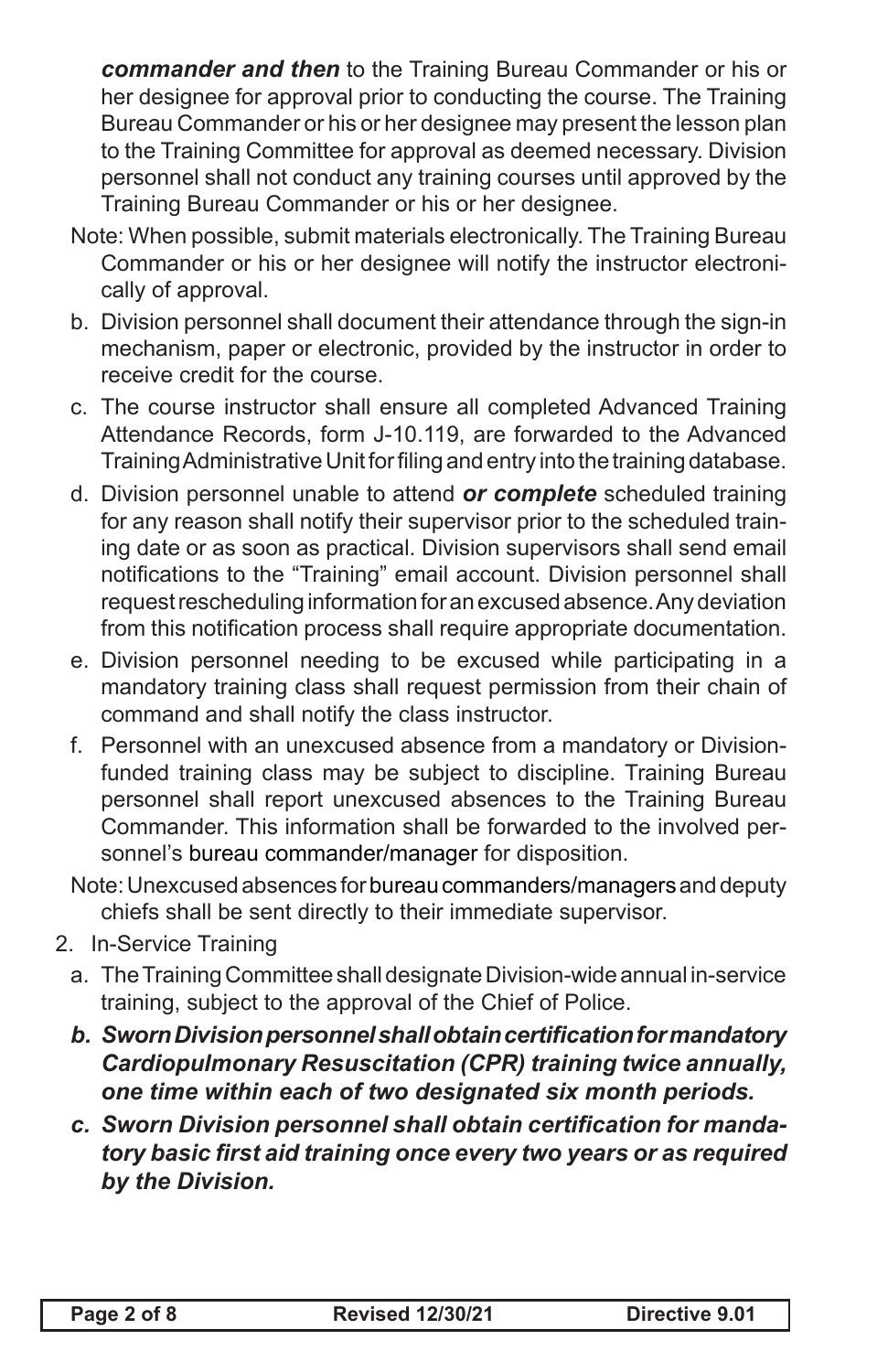***commander and then*** to the Training Bureau Commander or his or her designee for approval prior to conducting the course. The Training Bureau Commander or his or her designee may present the lesson plan to the Training Committee for approval as deemed necessary. Division personnel shall not conduct any training courses until approved by the Training Bureau Commander or his or her designee.

Note: When possible, submit materials electronically. The Training Bureau Commander or his or her designee will notify the instructor electronically of approval.

b. Division personnel shall document their attendance through the sign-in mechanism, paper or electronic, provided by the instructor in order to receive credit for the course.

c. The course instructor shall ensure all completed Advanced Training Attendance Records, form J-10.119, are forwarded to the Advanced Training Administrative Unit for filing and entry into the training database.

d. Division personnel unable to attend ***or complete*** scheduled training for any reason shall notify their supervisor prior to the scheduled training date or as soon as practical. Division supervisors shall send email notifications to the "Training" email account. Division personnel shall request rescheduling information for an excused absence. Any deviation from this notification process shall require appropriate documentation.

e. Division personnel needing to be excused while participating in a mandatory training class shall request permission from their chain of command and shall notify the class instructor.

f. Personnel with an unexcused absence from a mandatory or Division-funded training class may be subject to discipline. Training Bureau personnel shall report unexcused absences to the Training Bureau Commander. This information shall be forwarded to the involved personnel's bureau commander/manager for disposition.

Note: Unexcused absences for bureau commanders/managers and deputy chiefs shall be sent directly to their immediate supervisor.

2. In-Service Training

a. The Training Committee shall designate Division-wide annual in-service training, subject to the approval of the Chief of Police.

***b. Sworn Division personnel shall obtain certification for mandatory Cardiopulmonary Resuscitation (CPR) training twice annually, one time within each of two designated six month periods.***

***c. Sworn Division personnel shall obtain certification for mandatory basic first aid training once every two years or as required by the Division.***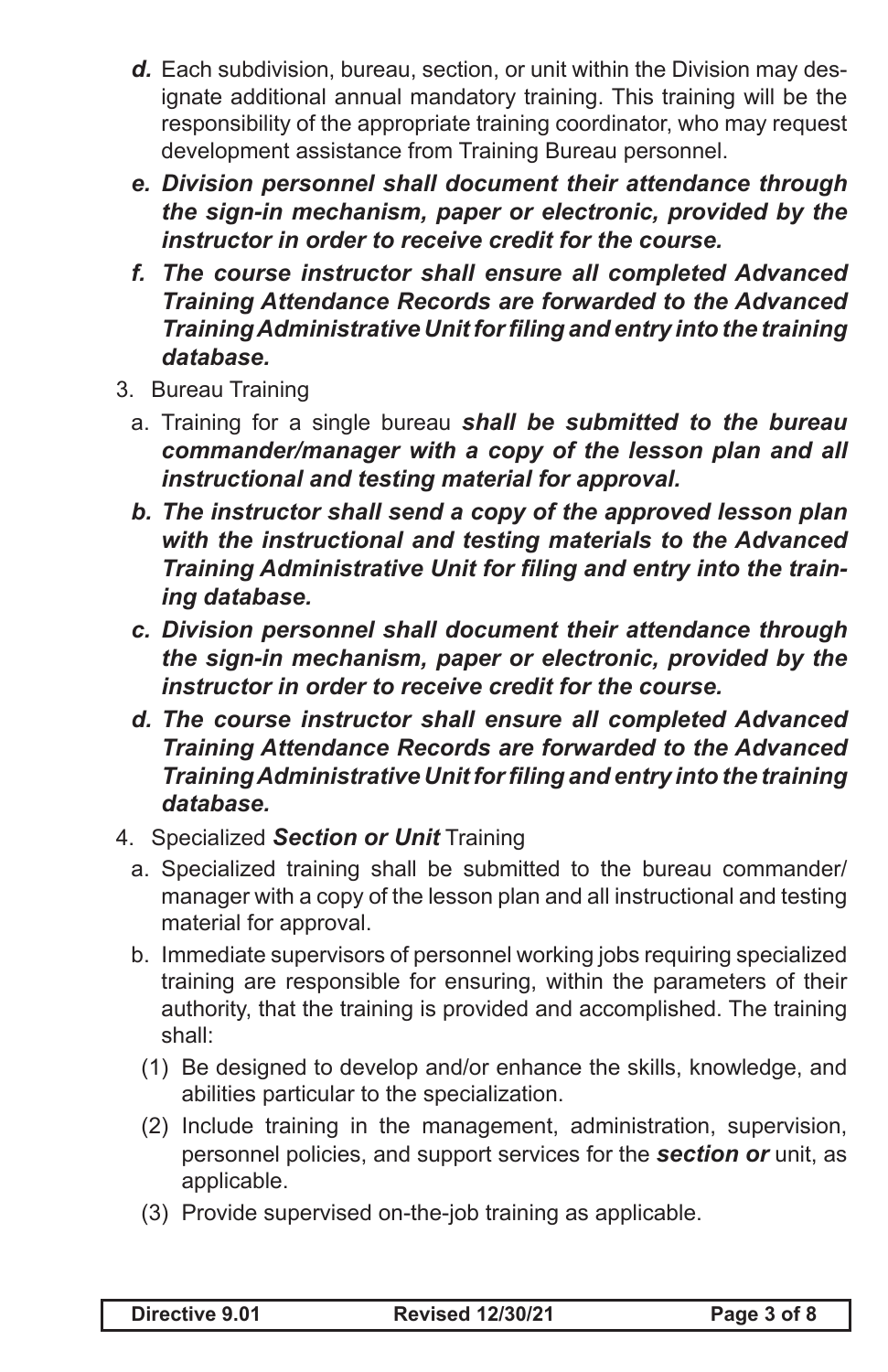*d.* Each subdivision, bureau, section, or unit within the Division may designate additional annual mandatory training. This training will be the responsibility of the appropriate training coordinator, who may request development assistance from Training Bureau personnel.

   ***e. Division personnel shall document their attendance through the sign-in mechanism, paper or electronic, provided by the instructor in order to receive credit for the course.***

   ***f. The course instructor shall ensure all completed Advanced Training Attendance Records are forwarded to the Advanced Training Administrative Unit for filing and entry into the training database.***

3. Bureau Training

   a. Training for a single bureau ***shall be submitted to the bureau commander/manager with a copy of the lesson plan and all instructional and testing material for approval.***

   ***b. The instructor shall send a copy of the approved lesson plan with the instructional and testing materials to the Advanced Training Administrative Unit for filing and entry into the training database.***

   ***c. Division personnel shall document their attendance through the sign-in mechanism, paper or electronic, provided by the instructor in order to receive credit for the course.***

   ***d. The course instructor shall ensure all completed Advanced Training Attendance Records are forwarded to the Advanced Training Administrative Unit for filing and entry into the training database.***

4. Specialized ***Section or Unit*** Training

   a. Specialized training shall be submitted to the bureau commander/manager with a copy of the lesson plan and all instructional and testing material for approval.

   b. Immediate supervisors of personnel working jobs requiring specialized training are responsible for ensuring, within the parameters of their authority, that the training is provided and accomplished. The training shall:

      (1) Be designed to develop and/or enhance the skills, knowledge, and abilities particular to the specialization.

      (2) Include training in the management, administration, supervision, personnel policies, and support services for the ***section or*** unit, as applicable.

      (3) Provide supervised on-the-job training as applicable.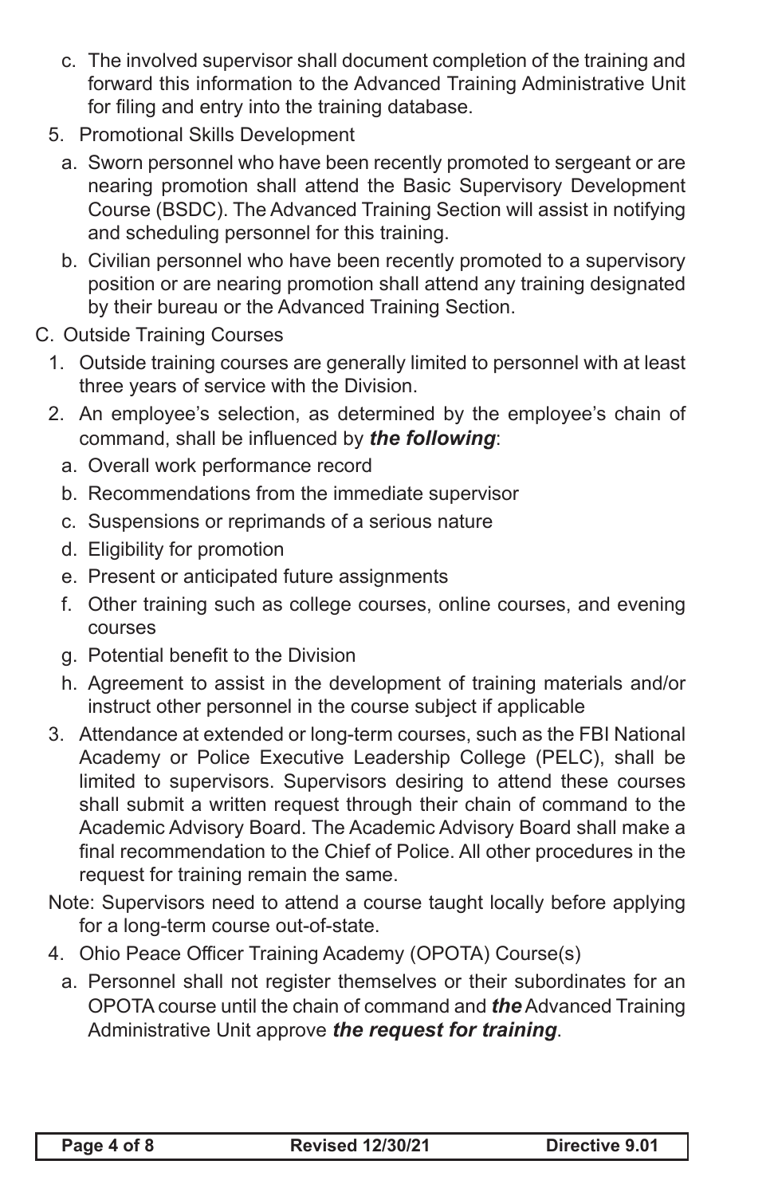c. The involved supervisor shall document completion of the training and forward this information to the Advanced Training Administrative Unit for filing and entry into the training database.

5. Promotional Skills Development

   a. Sworn personnel who have been recently promoted to sergeant or are nearing promotion shall attend the Basic Supervisory Development Course (BSDC). The Advanced Training Section will assist in notifying and scheduling personnel for this training.

   b. Civilian personnel who have been recently promoted to a supervisory position or are nearing promotion shall attend any training designated by their bureau or the Advanced Training Section.

C. Outside Training Courses

1. Outside training courses are generally limited to personnel with at least three years of service with the Division.

2. An employee's selection, as determined by the employee's chain of command, shall be influenced by ***the following***:

   a. Overall work performance record

   b. Recommendations from the immediate supervisor

   c. Suspensions or reprimands of a serious nature

   d. Eligibility for promotion

   e. Present or anticipated future assignments

   f. Other training such as college courses, online courses, and evening courses

   g. Potential benefit to the Division

   h. Agreement to assist in the development of training materials and/or instruct other personnel in the course subject if applicable

3. Attendance at extended or long-term courses, such as the FBI National Academy or Police Executive Leadership College (PELC), shall be limited to supervisors. Supervisors desiring to attend these courses shall submit a written request through their chain of command to the Academic Advisory Board. The Academic Advisory Board shall make a final recommendation to the Chief of Police. All other procedures in the request for training remain the same.

Note: Supervisors need to attend a course taught locally before applying for a long-term course out-of-state.

4. Ohio Peace Officer Training Academy (OPOTA) Course(s)

   a. Personnel shall not register themselves or their subordinates for an OPOTA course until the chain of command and ***the*** Advanced Training Administrative Unit approve ***the request for training***.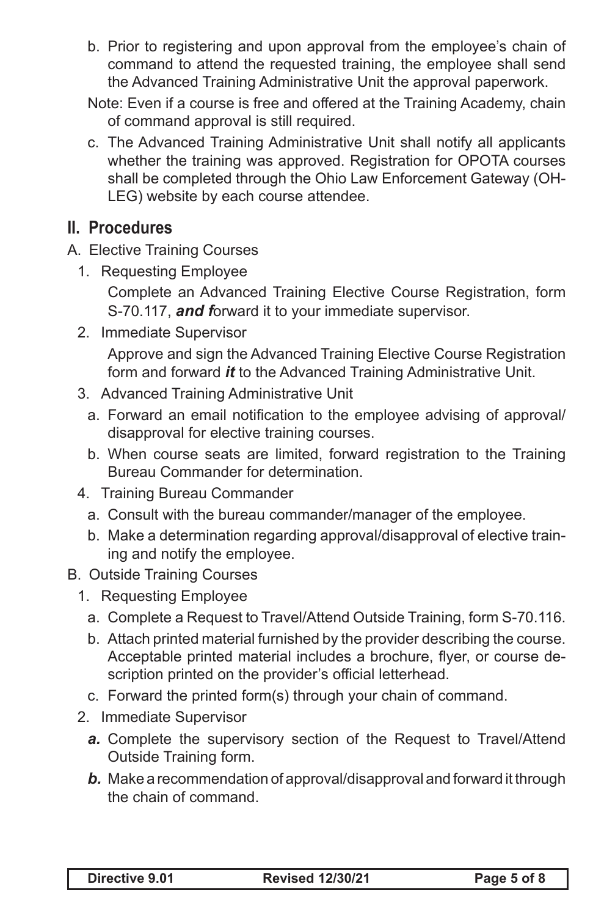b. Prior to registering and upon approval from the employee's chain of command to attend the requested training, the employee shall send the Advanced Training Administrative Unit the approval paperwork.

Note: Even if a course is free and offered at the Training Academy, chain of command approval is still required.

c. The Advanced Training Administrative Unit shall notify all applicants whether the training was approved. Registration for OPOTA courses shall be completed through the Ohio Law Enforcement Gateway (OHLEG) website by each course attendee.

## II. Procedures

A. Elective Training Courses

1. Requesting Employee

   Complete an Advanced Training Elective Course Registration, form S-70.117, ***and f***orward it to your immediate supervisor.

2. Immediate Supervisor

   Approve and sign the Advanced Training Elective Course Registration form and forward ***it*** to the Advanced Training Administrative Unit.

3. Advanced Training Administrative Unit

   a. Forward an email notification to the employee advising of approval/disapproval for elective training courses.

   b. When course seats are limited, forward registration to the Training Bureau Commander for determination.

4. Training Bureau Commander

   a. Consult with the bureau commander/manager of the employee.

   b. Make a determination regarding approval/disapproval of elective training and notify the employee.

B. Outside Training Courses

1. Requesting Employee

   a. Complete a Request to Travel/Attend Outside Training, form S-70.116.

   b. Attach printed material furnished by the provider describing the course. Acceptable printed material includes a brochure, flyer, or course description printed on the provider's official letterhead.

   c. Forward the printed form(s) through your chain of command.

2. Immediate Supervisor

   ***a.*** Complete the supervisory section of the Request to Travel/Attend Outside Training form.

   ***b.*** Make a recommendation of approval/disapproval and forward it through the chain of command.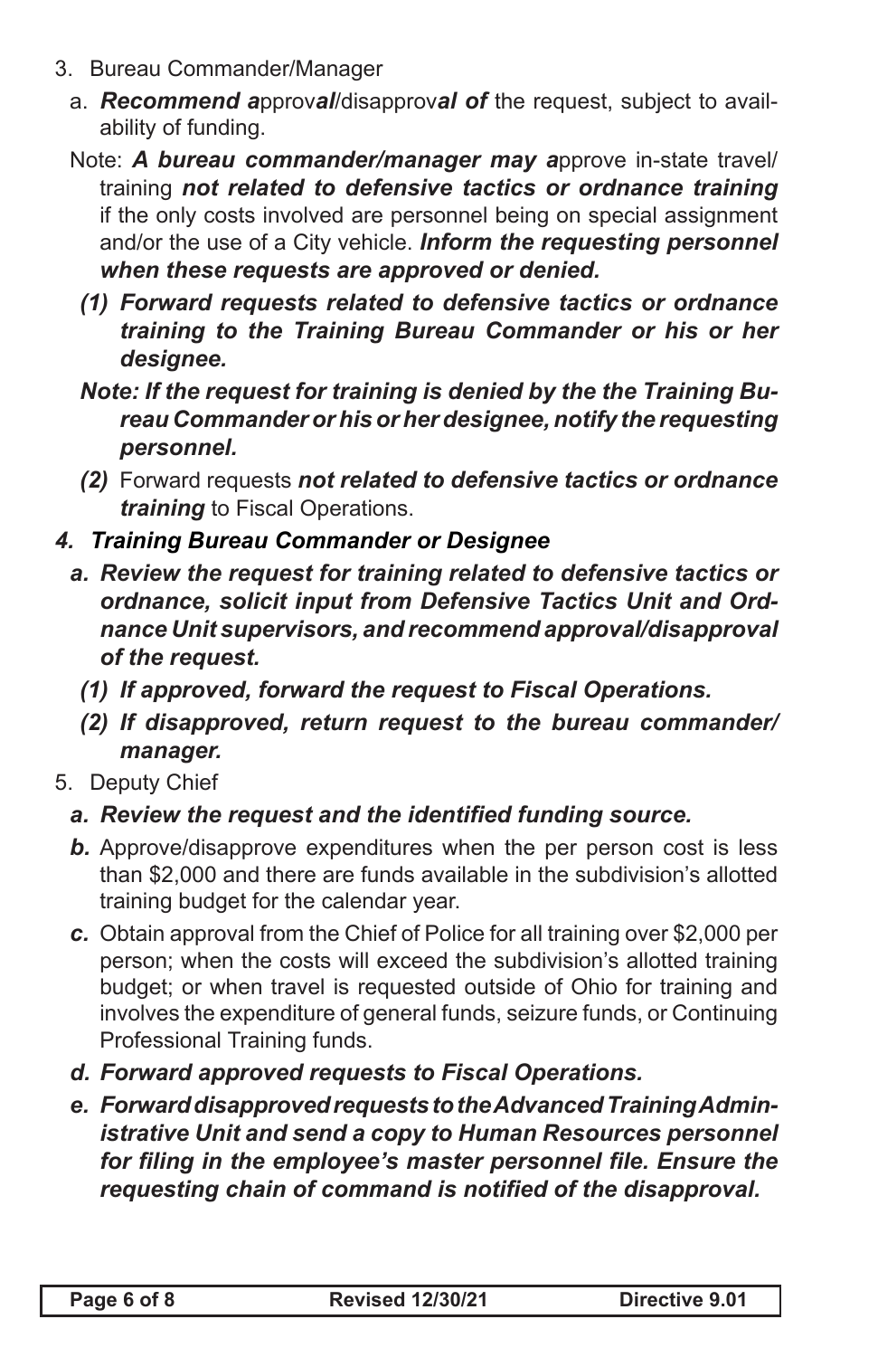3. Bureau Commander/Manager

   a. ***Recommend a***pprov***al***/disapprov***al of*** the request, subject to availability of funding.

   Note: ***A bureau commander/manager may a***pprove in-state travel/training ***not related to defensive tactics or ordnance training*** if the only costs involved are personnel being on special assignment and/or the use of a City vehicle. ***Inform the requesting personnel when these requests are approved or denied.***

      ***(1) Forward requests related to defensive tactics or ordnance training to the Training Bureau Commander or his or her designee.***

      ***Note: If the request for training is denied by the the Training Bureau Commander or his or her designee, notify the requesting personnel.***

      ***(2)*** Forward requests ***not related to defensive tactics or ordnance training*** to Fiscal Operations.

***4. Training Bureau Commander or Designee***

   ***a. Review the request for training related to defensive tactics or ordnance, solicit input from Defensive Tactics Unit and Ordnance Unit supervisors, and recommend approval/disapproval of the request.***

      ***(1) If approved, forward the request to Fiscal Operations.***

      ***(2) If disapproved, return request to the bureau commander/manager.***

5. Deputy Chief

   ***a. Review the request and the identified funding source.***

   ***b.*** Approve/disapprove expenditures when the per person cost is less than $2,000 and there are funds available in the subdivision's allotted training budget for the calendar year.

   ***c.*** Obtain approval from the Chief of Police for all training over $2,000 per person; when the costs will exceed the subdivision's allotted training budget; or when travel is requested outside of Ohio for training and involves the expenditure of general funds, seizure funds, or Continuing Professional Training funds.

   ***d. Forward approved requests to Fiscal Operations.***

   ***e. Forward disapproved requests to the Advanced Training Administrative Unit and send a copy to Human Resources personnel for filing in the employee's master personnel file. Ensure the requesting chain of command is notified of the disapproval.***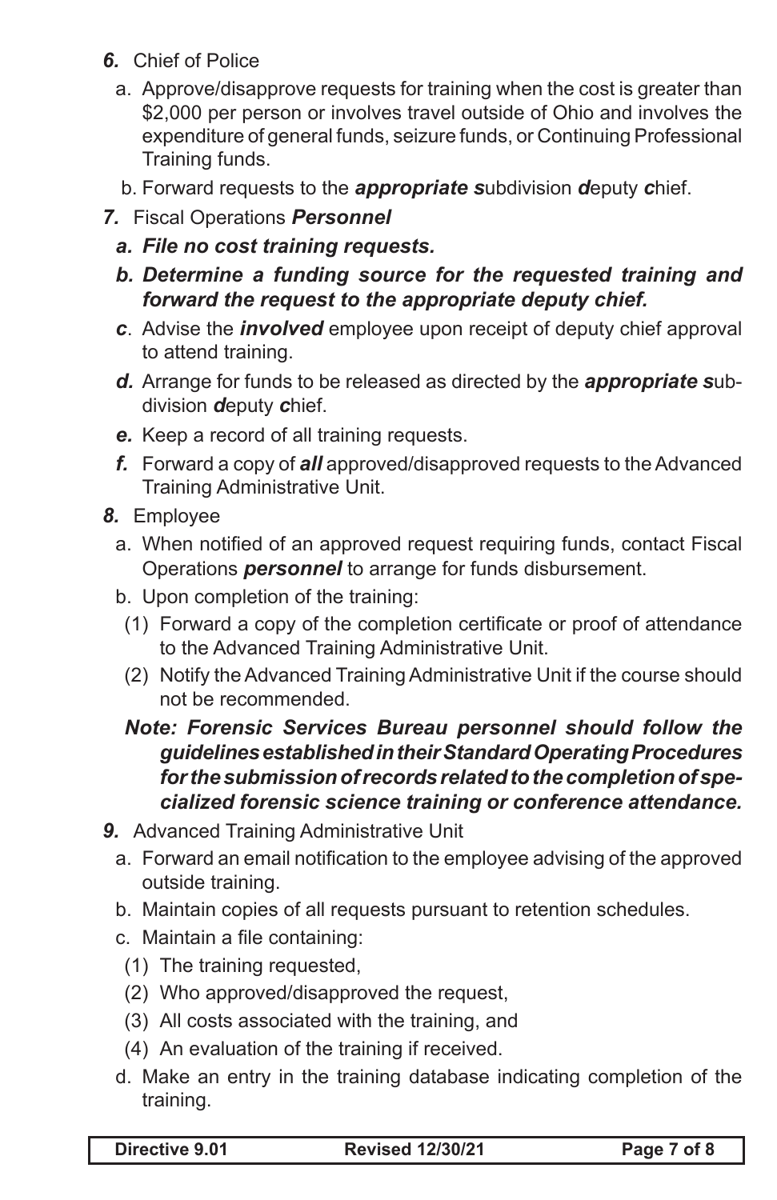***6.*** Chief of Police

   a. Approve/disapprove requests for training when the cost is greater than $2,000 per person or involves travel outside of Ohio and involves the expenditure of general funds, seizure funds, or Continuing Professional Training funds.

   b. Forward requests to the ***appropriate s***ubdivision ***d***eputy ***c***hief.

***7.*** Fiscal Operations ***Personnel***

   ***a. File no cost training requests.***

   ***b. Determine a funding source for the requested training and forward the request to the appropriate deputy chief.***

   ***c***. Advise the ***involved*** employee upon receipt of deputy chief approval to attend training.

   ***d.*** Arrange for funds to be released as directed by the ***appropriate s***ubdivision ***d***eputy ***c***hief.

   ***e.*** Keep a record of all training requests.

   ***f.*** Forward a copy of ***all*** approved/disapproved requests to the Advanced Training Administrative Unit.

***8.*** Employee

   a. When notified of an approved request requiring funds, contact Fiscal Operations ***personnel*** to arrange for funds disbursement.

   b. Upon completion of the training:

      (1) Forward a copy of the completion certificate or proof of attendance to the Advanced Training Administrative Unit.

      (2) Notify the Advanced Training Administrative Unit if the course should not be recommended.

   ***Note: Forensic Services Bureau personnel should follow the guidelines established in their Standard Operating Procedures for the submission of records related to the completion of specialized forensic science training or conference attendance.***

***9.*** Advanced Training Administrative Unit

   a. Forward an email notification to the employee advising of the approved outside training.

   b. Maintain copies of all requests pursuant to retention schedules.

   c. Maintain a file containing:

      (1) The training requested,

      (2) Who approved/disapproved the request,

      (3) All costs associated with the training, and

      (4) An evaluation of the training if received.

   d. Make an entry in the training database indicating completion of the training.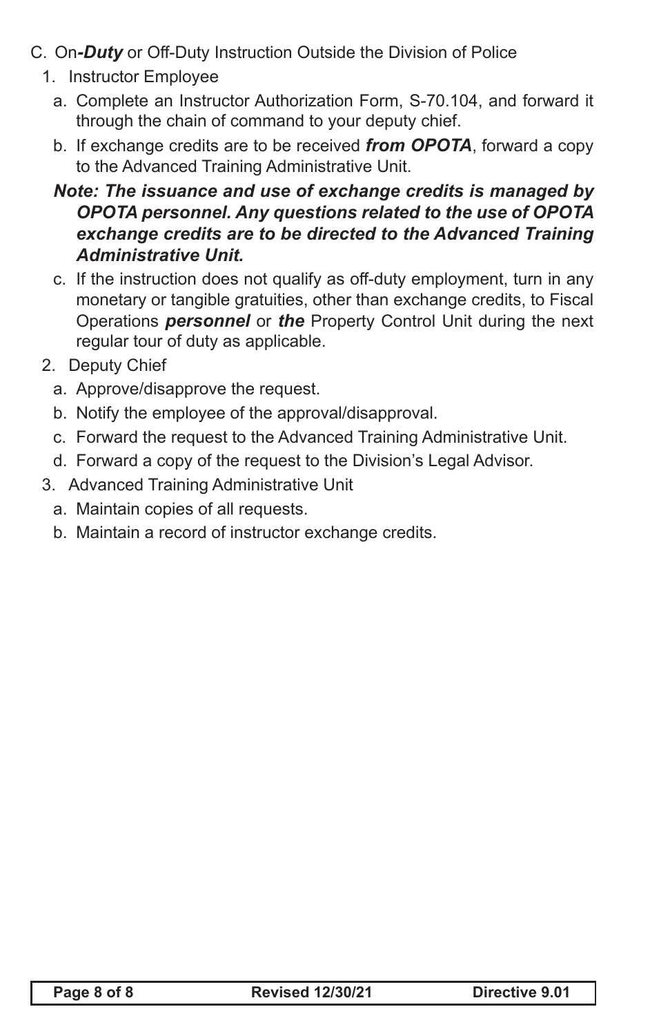C. On-***Duty*** or Off-Duty Instruction Outside the Division of Police

1. Instructor Employee

   a. Complete an Instructor Authorization Form, S-70.104, and forward it through the chain of command to your deputy chief.

   b. If exchange credits are to be received ***from OPOTA***, forward a copy to the Advanced Training Administrative Unit.

   ***Note: The issuance and use of exchange credits is managed by OPOTA personnel. Any questions related to the use of OPOTA exchange credits are to be directed to the Advanced Training Administrative Unit.***

   c. If the instruction does not qualify as off-duty employment, turn in any monetary or tangible gratuities, other than exchange credits, to Fiscal Operations ***personnel*** or ***the*** Property Control Unit during the next regular tour of duty as applicable.

2. Deputy Chief

   a. Approve/disapprove the request.

   b. Notify the employee of the approval/disapproval.

   c. Forward the request to the Advanced Training Administrative Unit.

   d. Forward a copy of the request to the Division's Legal Advisor.

3. Advanced Training Administrative Unit

   a. Maintain copies of all requests.

   b. Maintain a record of instructor exchange credits.